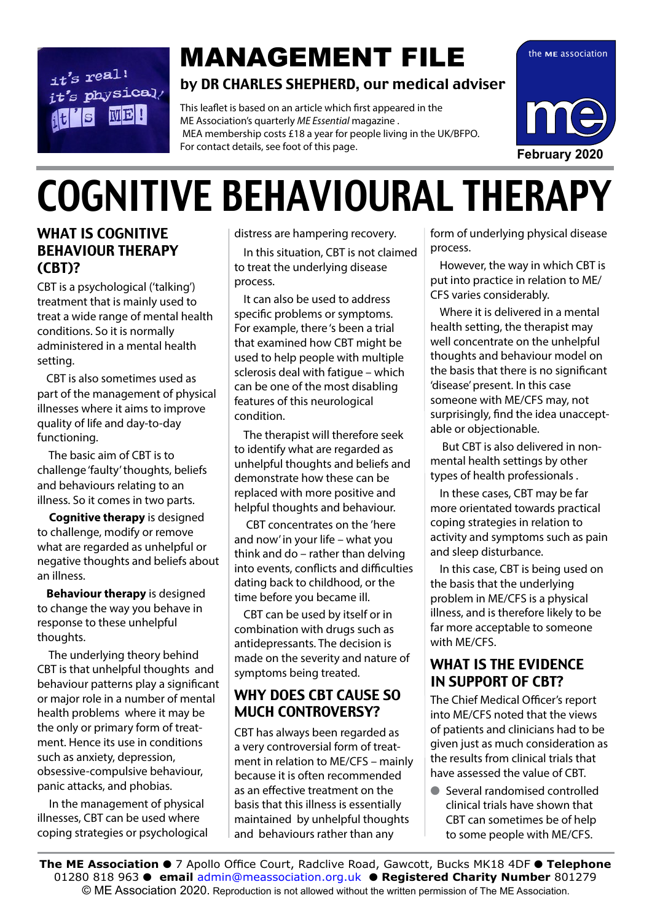# MANAGEMENT FILE

**by DR CHARLES SHEPHERD, our medical adviser**

This leaflet is based on an article which first appeared in the ME Association's quarterly *ME Essential* magazine . MEA membership costs £18 a year for people living in the UK/BFPO. For contact details, see foot of this page.

February 2020

# COGNITIVE BEHAVIOURAL THERAPY

## WHAT IS COGNITIVE BEHAVIOUR THERAPY (CBT)?

CBT is a psychological ('talking') treatment that is mainly used to treat a wide range of mental health conditions. So it is normally administered in a mental health setting.

CBT is also sometimes used as part of the management of physical illnesses where it aims to improve quality of life and day-to-day functioning.

The basic aim of CBT is to challenge 'faulty' thoughts, beliefs and behaviours relating to an illness. So it comes in two parts.

**Cognitive therapy** is designed to challenge, modify or remove what are regarded as unhelpful or negative thoughts and beliefs about an illness.

**Behaviour therapy** is designed to change the way you behave in response to these unhelpful thoughts.

The underlying theory behind CBT is that unhelpful thoughts and behaviour patterns play a significant or major role in a number of mental health problems where it may be the only or primary form of treatment. Hence its use in conditions such as anxiety, depression, obsessive-compulsive behaviour, panic attacks, and phobias.

In the management of physical illnesses, CBT can be used where coping strategies or psychological distress are hampering recovery.

In this situation, CBT is not claimed to treat the underlying disease process.

It can also be used to address specific problems or symptoms. For example, there's been a trial that examined how CBT might be used to help people with multiple sclerosis deal with fatigue – which can be one of the most disabling features of this neurological condition.

The therapist will therefore seek to identify what are regarded as unhelpful thoughts and beliefs and demonstrate how these can be replaced with more positive and helpful thoughts and behaviour.

CBT concentrates on the 'here and now' in your life – what you think and do – rather than delving into events, conflicts and difficulties dating back to childhood, or the time before you became ill.

CBT can be used by itself or in combination with drugs such as antidepressants. The decision is made on the severity and nature of symptoms being treated.

## WHY DOES CBT CAUSE SO MUCH CONTROVERSY?

CBT has always been regarded as a very controversial form of treatment in relation to ME/CFS – mainly because it is often recommended as an effective treatment on the basis that this illness is essentially maintained by unhelpful thoughts and behaviours rather than any form of underlying physical disease process.

However, the way in which CBT is put into practice in relation to ME/CFS varies considerably.

Where it is delivered in a mental health setting, the therapist may well concentrate on the unhelpful thoughts and behaviour model on the basis that there is no significant 'disease' present. In this case someone with ME/CFS may, not surprisingly, find the idea unacceptable or objectionable.

But CBT is also delivered in non-mental health settings by other types of health professionals .

In these cases, CBT may be far more orientated towards practical coping strategies in relation to activity and symptoms such as pain and sleep disturbance.

In this case, CBT is being used on the basis that the underlying problem in ME/CFS is a physical illness, and is therefore likely to be far more acceptable to someone with ME/CFS.

## WHAT IS THE EVIDENCE IN SUPPORT OF CBT?

The Chief Medical Officer's report into ME/CFS noted that the views of patients and clinicians had to be given just as much consideration as the results from clinical trials that have assessed the value of CBT.

- Several randomised controlled clinical trials have shown that CBT can sometimes be of help to some people with ME/CFS.

**The ME Association** ● 7 Apollo Office Court, Radclive Road, Gawcott, Bucks MK18 4DF ● **Telephone** 01280 818 963 ● **email** admin@meassociation.org.uk ● **Registered Charity Number** 801279
© ME Association 2020. Reproduction is not allowed without the written permission of The ME Association.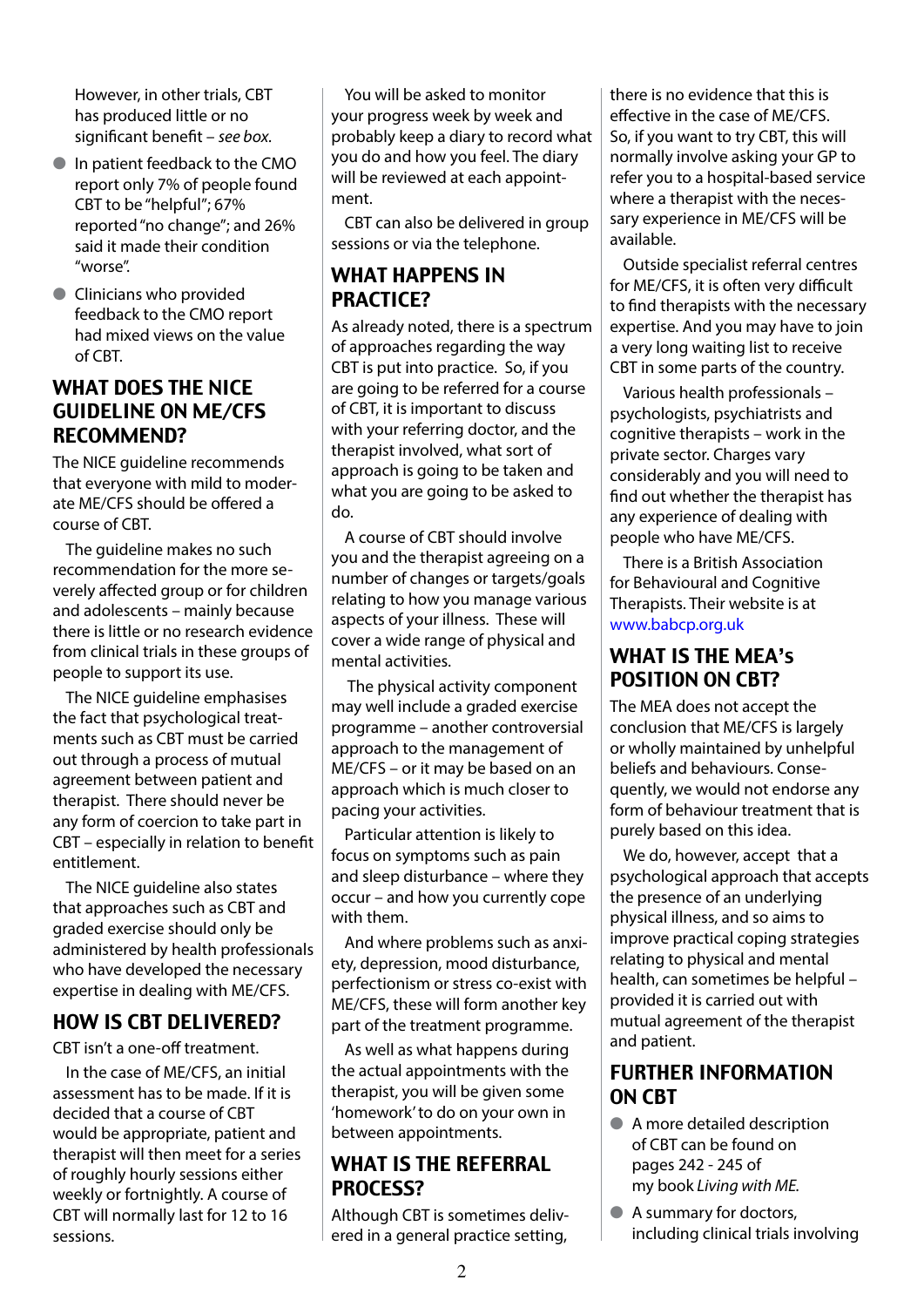However, in other trials, CBT has produced little or no significant benefit – *see box.*

- In patient feedback to the CMO report only 7% of people found CBT to be "helpful"; 67% reported "no change"; and 26% said it made their condition "worse".
- Clinicians who provided feedback to the CMO report had mixed views on the value of CBT.

## WHAT DOES THE NICE GUIDELINE ON ME/CFS RECOMMEND?

The NICE guideline recommends that everyone with mild to moderate ME/CFS should be offered a course of CBT.

The guideline makes no such recommendation for the more severely affected group or for children and adolescents – mainly because there is little or no research evidence from clinical trials in these groups of people to support its use.

The NICE guideline emphasises the fact that psychological treatments such as CBT must be carried out through a process of mutual agreement between patient and therapist. There should never be any form of coercion to take part in CBT – especially in relation to benefit entitlement.

The NICE guideline also states that approaches such as CBT and graded exercise should only be administered by health professionals who have developed the necessary expertise in dealing with ME/CFS.

## HOW IS CBT DELIVERED?

CBT isn't a one-off treatment.

In the case of ME/CFS, an initial assessment has to be made. If it is decided that a course of CBT would be appropriate, patient and therapist will then meet for a series of roughly hourly sessions either weekly or fortnightly. A course of CBT will normally last for 12 to 16 sessions.

You will be asked to monitor your progress week by week and probably keep a diary to record what you do and how you feel. The diary will be reviewed at each appointment.

CBT can also be delivered in group sessions or via the telephone.

## WHAT HAPPENS IN PRACTICE?

As already noted, there is a spectrum of approaches regarding the way CBT is put into practice. So, if you are going to be referred for a course of CBT, it is important to discuss with your referring doctor, and the therapist involved, what sort of approach is going to be taken and what you are going to be asked to do.

A course of CBT should involve you and the therapist agreeing on a number of changes or targets/goals relating to how you manage various aspects of your illness. These will cover a wide range of physical and mental activities.

The physical activity component may well include a graded exercise programme – another controversial approach to the management of ME/CFS – or it may be based on an approach which is much closer to pacing your activities.

Particular attention is likely to focus on symptoms such as pain and sleep disturbance – where they occur – and how you currently cope with them.

And where problems such as anxiety, depression, mood disturbance, perfectionism or stress co-exist with ME/CFS, these will form another key part of the treatment programme.

As well as what happens during the actual appointments with the therapist, you will be given some 'homework' to do on your own in between appointments.

## WHAT IS THE REFERRAL PROCESS?

Although CBT is sometimes delivered in a general practice setting, there is no evidence that this is effective in the case of ME/CFS. So, if you want to try CBT, this will normally involve asking your GP to refer you to a hospital-based service where a therapist with the necessary experience in ME/CFS will be available.

Outside specialist referral centres for ME/CFS, it is often very difficult to find therapists with the necessary expertise. And you may have to join a very long waiting list to receive CBT in some parts of the country.

Various health professionals – psychologists, psychiatrists and cognitive therapists – work in the private sector. Charges vary considerably and you will need to find out whether the therapist has any experience of dealing with people who have ME/CFS.

There is a British Association for Behavioural and Cognitive Therapists. Their website is at www.babcp.org.uk

## WHAT IS THE MEA's POSITION ON CBT?

The MEA does not accept the conclusion that ME/CFS is largely or wholly maintained by unhelpful beliefs and behaviours. Consequently, we would not endorse any form of behaviour treatment that is purely based on this idea.

We do, however, accept that a psychological approach that accepts the presence of an underlying physical illness, and so aims to improve practical coping strategies relating to physical and mental health, can sometimes be helpful – provided it is carried out with mutual agreement of the therapist and patient.

## FURTHER INFORMATION ON CBT

- A more detailed description of CBT can be found on pages 242 - 245 of my book *Living with ME.*
- A summary for doctors, including clinical trials involving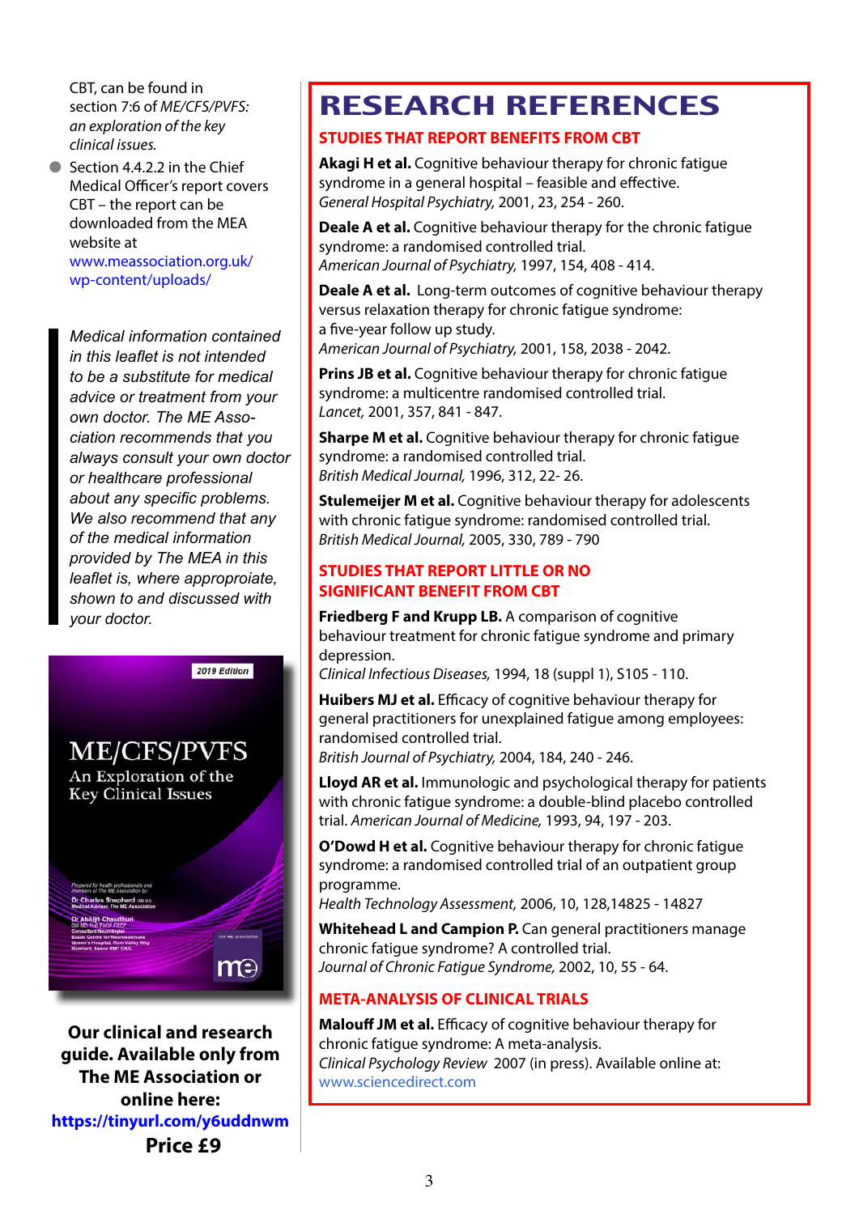CBT, can be found in section 7:6 of *ME/CFS/PVFS: an exploration of the key clinical issues.*

- Section 4.4.2.2 in the Chief Medical Officer's report covers CBT – the report can be downloaded from the MEA website at www.meassociation.org.uk/wp-content/uploads/

*Medical information contained in this leaflet is not intended to be a substitute for medical advice or treatment from your own doctor. The ME Association recommends that you always consult your own doctor or healthcare professional about any specific problems. We also recommend that any of the medical information provided by The MEA in this leaflet is, where approproiate, shown to and discussed with your doctor.*

**Our clinical and research guide. Available only from The ME Association or online here:**
**https://tinyurl.com/y6uddnwm**
**Price £9**

# RESEARCH REFERENCES

## STUDIES THAT REPORT BENEFITS FROM CBT

**Akagi H et al.** Cognitive behaviour therapy for chronic fatigue syndrome in a general hospital – feasible and effective. *General Hospital Psychiatry,* 2001, 23, 254 - 260.

**Deale A et al.** Cognitive behaviour therapy for the chronic fatigue syndrome: a randomised controlled trial. *American Journal of Psychiatry,* 1997, 154, 408 - 414.

**Deale A et al.** Long-term outcomes of cognitive behaviour therapy versus relaxation therapy for chronic fatigue syndrome: a five-year follow up study. *American Journal of Psychiatry,* 2001, 158, 2038 - 2042.

**Prins JB et al.** Cognitive behaviour therapy for chronic fatigue syndrome: a multicentre randomised controlled trial. *Lancet,* 2001, 357, 841 - 847.

**Sharpe M et al.** Cognitive behaviour therapy for chronic fatigue syndrome: a randomised controlled trial. *British Medical Journal,* 1996, 312, 22- 26.

**Stulemeijer M et al.** Cognitive behaviour therapy for adolescents with chronic fatigue syndrome: randomised controlled trial. *British Medical Journal,* 2005, 330, 789 - 790

## STUDIES THAT REPORT LITTLE OR NO SIGNIFICANT BENEFIT FROM CBT

**Friedberg F and Krupp LB.** A comparison of cognitive behaviour treatment for chronic fatigue syndrome and primary depression. *Clinical Infectious Diseases,* 1994, 18 (suppl 1), S105 - 110.

**Huibers MJ et al.** Efficacy of cognitive behaviour therapy for general practitioners for unexplained fatigue among employees: randomised controlled trial. *British Journal of Psychiatry,* 2004, 184, 240 - 246.

**Lloyd AR et al.** Immunologic and psychological therapy for patients with chronic fatigue syndrome: a double-blind placebo controlled trial. *American Journal of Medicine,* 1993, 94, 197 - 203.

**O'Dowd H et al.** Cognitive behaviour therapy for chronic fatigue syndrome: a randomised controlled trial of an outpatient group programme. *Health Technology Assessment,* 2006, 10, 128,14825 - 14827

**Whitehead L and Campion P.** Can general practitioners manage chronic fatigue syndrome? A controlled trial. *Journal of Chronic Fatigue Syndrome,* 2002, 10, 55 - 64.

## META-ANALYSIS OF CLINICAL TRIALS

**Malouff JM et al.** Efficacy of cognitive behaviour therapy for chronic fatigue syndrome: A meta-analysis. *Clinical Psychology Review* 2007 (in press). Available online at: www.sciencedirect.com